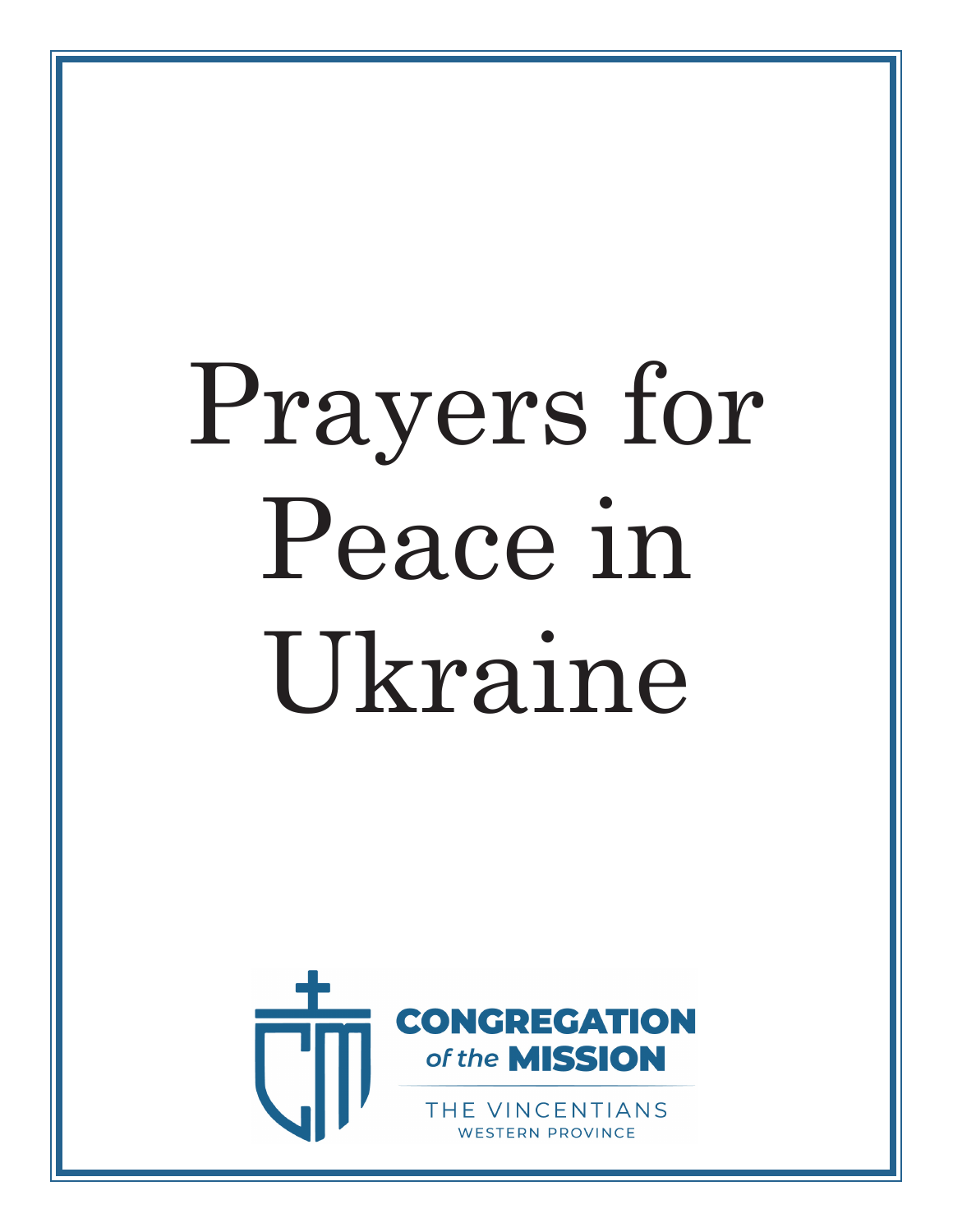# Prayers for Peace in Ukraine

CONGREGATION of the MISSION

THE VINCENTIANS

WESTERN PROVINCE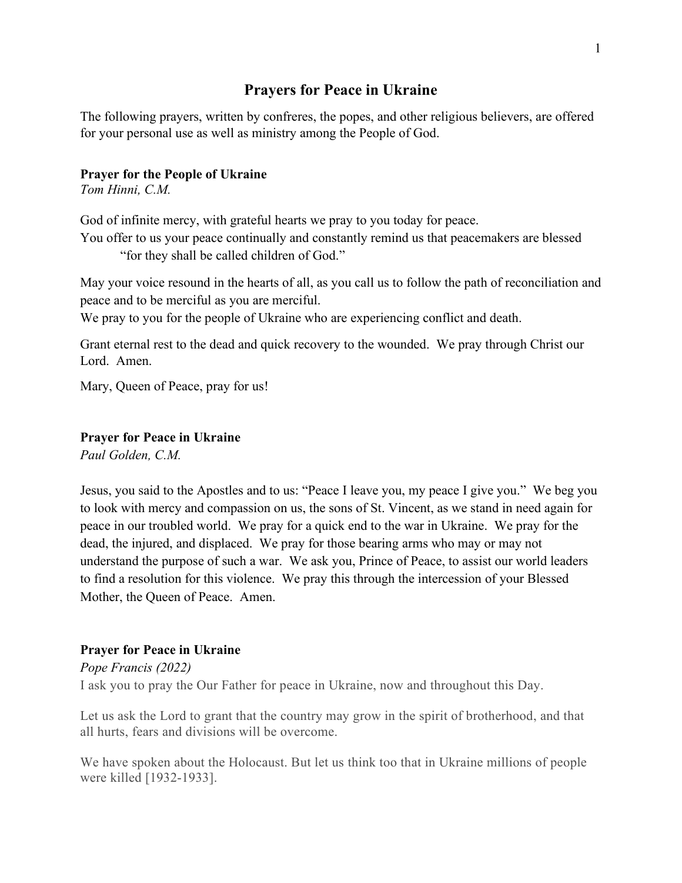# Prayers for Peace in Ukraine

The following prayers, written by confreres, the popes, and other religious believers, are offered for your personal use as well as ministry among the People of God.

**Prayer for the People of Ukraine**
*Tom Hinni, C.M.*

God of infinite mercy, with grateful hearts we pray to you today for peace.
You offer to us your peace continually and constantly remind us that peacemakers are blessed
"for they shall be called children of God."

May your voice resound in the hearts of all, as you call us to follow the path of reconciliation and peace and to be merciful as you are merciful.
We pray to you for the people of Ukraine who are experiencing conflict and death.

Grant eternal rest to the dead and quick recovery to the wounded. We pray through Christ our Lord. Amen.

Mary, Queen of Peace, pray for us!

**Prayer for Peace in Ukraine**
*Paul Golden, C.M.*

Jesus, you said to the Apostles and to us: "Peace I leave you, my peace I give you." We beg you to look with mercy and compassion on us, the sons of St. Vincent, as we stand in need again for peace in our troubled world. We pray for a quick end to the war in Ukraine. We pray for the dead, the injured, and displaced. We pray for those bearing arms who may or may not understand the purpose of such a war. We ask you, Prince of Peace, to assist our world leaders to find a resolution for this violence. We pray this through the intercession of your Blessed Mother, the Queen of Peace. Amen.

**Prayer for Peace in Ukraine**
*Pope Francis (2022)*

I ask you to pray the Our Father for peace in Ukraine, now and throughout this Day.

Let us ask the Lord to grant that the country may grow in the spirit of brotherhood, and that all hurts, fears and divisions will be overcome.

We have spoken about the Holocaust. But let us think too that in Ukraine millions of people were killed [1932-1933].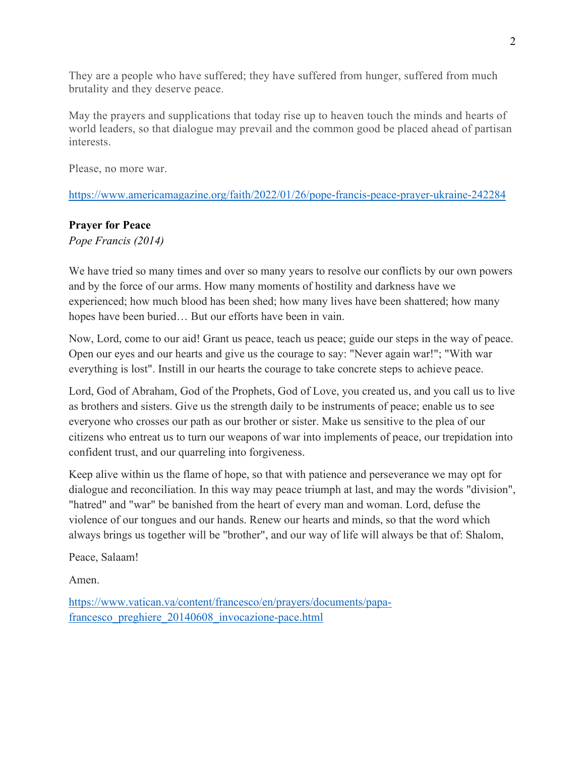They are a people who have suffered; they have suffered from hunger, suffered from much brutality and they deserve peace.

May the prayers and supplications that today rise up to heaven touch the minds and hearts of world leaders, so that dialogue may prevail and the common good be placed ahead of partisan interests.

Please, no more war.

https://www.americamagazine.org/faith/2022/01/26/pope-francis-peace-prayer-ukraine-242284

**Prayer for Peace**

*Pope Francis (2014)*

We have tried so many times and over so many years to resolve our conflicts by our own powers and by the force of our arms. How many moments of hostility and darkness have we experienced; how much blood has been shed; how many lives have been shattered; how many hopes have been buried… But our efforts have been in vain.

Now, Lord, come to our aid! Grant us peace, teach us peace; guide our steps in the way of peace. Open our eyes and our hearts and give us the courage to say: "Never again war!"; "With war everything is lost". Instill in our hearts the courage to take concrete steps to achieve peace.

Lord, God of Abraham, God of the Prophets, God of Love, you created us, and you call us to live as brothers and sisters. Give us the strength daily to be instruments of peace; enable us to see everyone who crosses our path as our brother or sister. Make us sensitive to the plea of our citizens who entreat us to turn our weapons of war into implements of peace, our trepidation into confident trust, and our quarreling into forgiveness.

Keep alive within us the flame of hope, so that with patience and perseverance we may opt for dialogue and reconciliation. In this way may peace triumph at last, and may the words "division", "hatred" and "war" be banished from the heart of every man and woman. Lord, defuse the violence of our tongues and our hands. Renew our hearts and minds, so that the word which always brings us together will be "brother", and our way of life will always be that of: Shalom,

Peace, Salaam!

Amen.

https://www.vatican.va/content/francesco/en/prayers/documents/papa-francesco_preghiere_20140608_invocazione-pace.html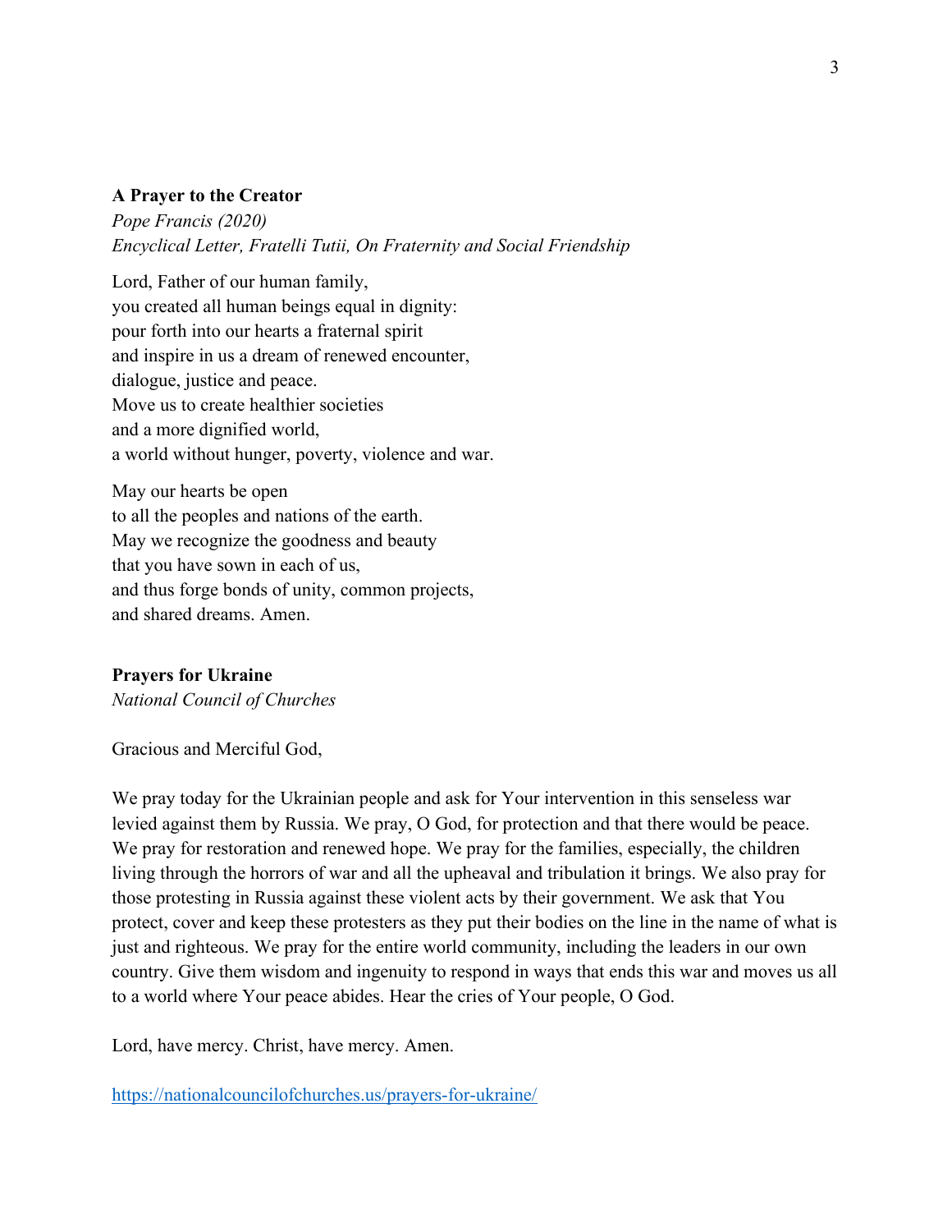**A Prayer to the Creator**

*Pope Francis (2020)*
*Encyclical Letter, Fratelli Tutii, On Fraternity and Social Friendship*

Lord, Father of our human family,
you created all human beings equal in dignity:
pour forth into our hearts a fraternal spirit
and inspire in us a dream of renewed encounter,
dialogue, justice and peace.
Move us to create healthier societies
and a more dignified world,
a world without hunger, poverty, violence and war.

May our hearts be open
to all the peoples and nations of the earth.
May we recognize the goodness and beauty
that you have sown in each of us,
and thus forge bonds of unity, common projects,
and shared dreams. Amen.

**Prayers for Ukraine**

*National Council of Churches*

Gracious and Merciful God,

We pray today for the Ukrainian people and ask for Your intervention in this senseless war levied against them by Russia. We pray, O God, for protection and that there would be peace. We pray for restoration and renewed hope. We pray for the families, especially, the children living through the horrors of war and all the upheaval and tribulation it brings. We also pray for those protesting in Russia against these violent acts by their government. We ask that You protect, cover and keep these protesters as they put their bodies on the line in the name of what is just and righteous. We pray for the entire world community, including the leaders in our own country. Give them wisdom and ingenuity to respond in ways that ends this war and moves us all to a world where Your peace abides. Hear the cries of Your people, O God.

Lord, have mercy. Christ, have mercy. Amen.

https://nationalcouncilofchurches.us/prayers-for-ukraine/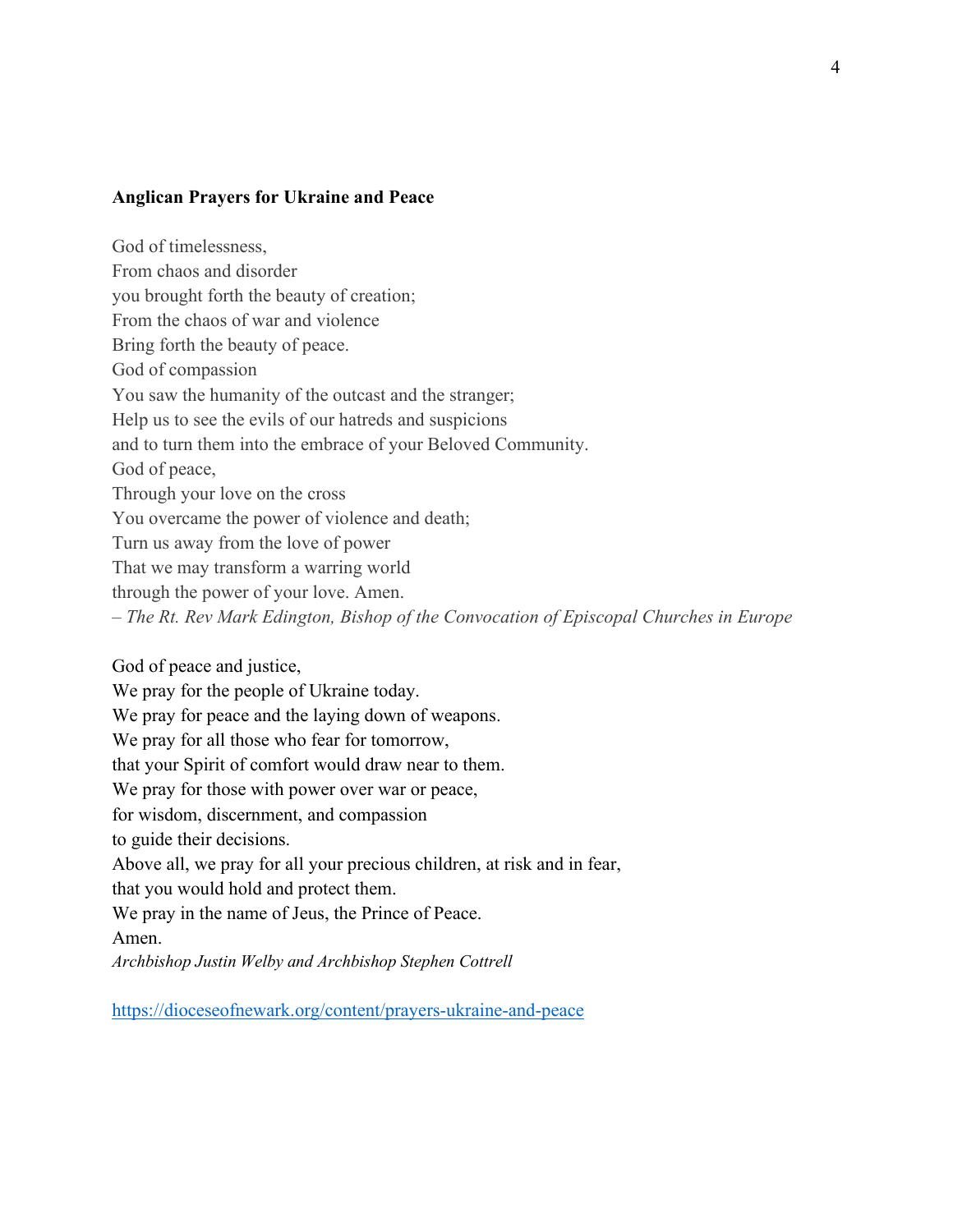**Anglican Prayers for Ukraine and Peace**

God of timelessness,  
From chaos and disorder  
you brought forth the beauty of creation;  
From the chaos of war and violence  
Bring forth the beauty of peace.  
God of compassion  
You saw the humanity of the outcast and the stranger;  
Help us to see the evils of our hatreds and suspicions  
and to turn them into the embrace of your Beloved Community.  
God of peace,  
Through your love on the cross  
You overcame the power of violence and death;  
Turn us away from the love of power  
That we may transform a warring world  
through the power of your love. Amen.  
– *The Rt. Rev Mark Edington, Bishop of the Convocation of Episcopal Churches in Europe*

God of peace and justice,  
We pray for the people of Ukraine today.  
We pray for peace and the laying down of weapons.  
We pray for all those who fear for tomorrow,  
that your Spirit of comfort would draw near to them.  
We pray for those with power over war or peace,  
for wisdom, discernment, and compassion  
to guide their decisions.  
Above all, we pray for all your precious children, at risk and in fear,  
that you would hold and protect them.  
We pray in the name of Jeus, the Prince of Peace.  
Amen.  
*Archbishop Justin Welby and Archbishop Stephen Cottrell*

https://dioceseofnewark.org/content/prayers-ukraine-and-peace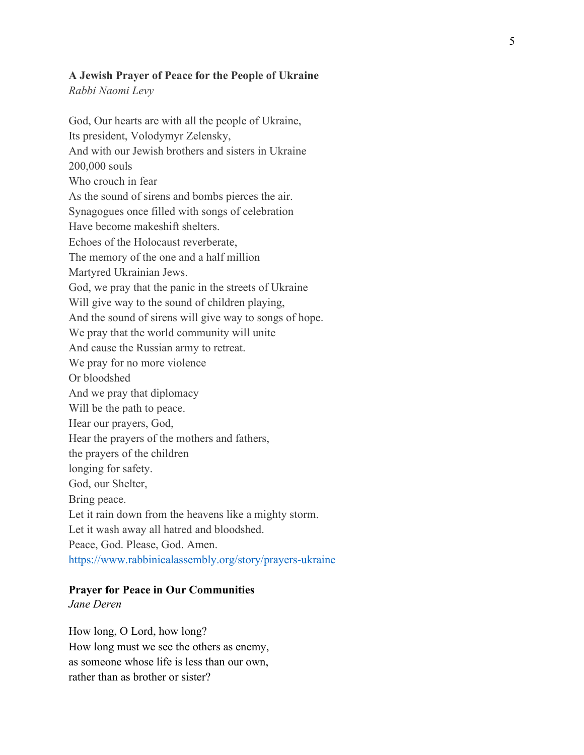**A Jewish Prayer of Peace for the People of Ukraine**
*Rabbi Naomi Levy*

God, Our hearts are with all the people of Ukraine,
Its president, Volodymyr Zelensky,
And with our Jewish brothers and sisters in Ukraine
200,000 souls
Who crouch in fear
As the sound of sirens and bombs pierces the air.
Synagogues once filled with songs of celebration
Have become makeshift shelters.
Echoes of the Holocaust reverberate,
The memory of the one and a half million
Martyred Ukrainian Jews.
God, we pray that the panic in the streets of Ukraine
Will give way to the sound of children playing,
And the sound of sirens will give way to songs of hope.
We pray that the world community will unite
And cause the Russian army to retreat.
We pray for no more violence
Or bloodshed
And we pray that diplomacy
Will be the path to peace.
Hear our prayers, God,
Hear the prayers of the mothers and fathers,
the prayers of the children
longing for safety.
God, our Shelter,
Bring peace.
Let it rain down from the heavens like a mighty storm.
Let it wash away all hatred and bloodshed.
Peace, God. Please, God. Amen.
https://www.rabbinicalassembly.org/story/prayers-ukraine

**Prayer for Peace in Our Communities**
*Jane Deren*

How long, O Lord, how long?
How long must we see the others as enemy,
as someone whose life is less than our own,
rather than as brother or sister?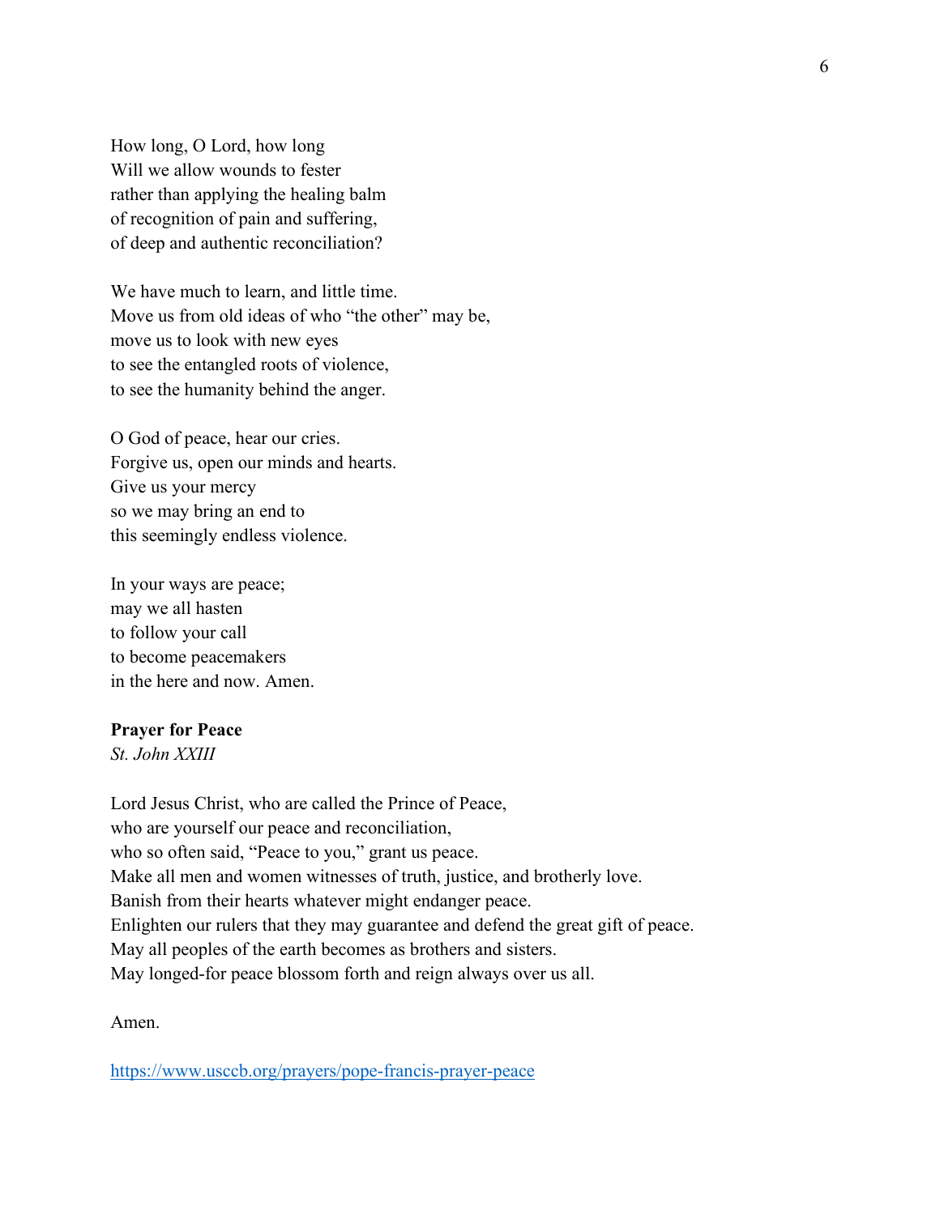How long, O Lord, how long  
Will we allow wounds to fester  
rather than applying the healing balm  
of recognition of pain and suffering,  
of deep and authentic reconciliation?

We have much to learn, and little time.  
Move us from old ideas of who "the other" may be,  
move us to look with new eyes  
to see the entangled roots of violence,  
to see the humanity behind the anger.

O God of peace, hear our cries.  
Forgive us, open our minds and hearts.  
Give us your mercy  
so we may bring an end to  
this seemingly endless violence.

In your ways are peace;  
may we all hasten  
to follow your call  
to become peacemakers  
in the here and now. Amen.

**Prayer for Peace**  
*St. John XXIII*

Lord Jesus Christ, who are called the Prince of Peace,  
who are yourself our peace and reconciliation,  
who so often said, "Peace to you," grant us peace.  
Make all men and women witnesses of truth, justice, and brotherly love.  
Banish from their hearts whatever might endanger peace.  
Enlighten our rulers that they may guarantee and defend the great gift of peace.  
May all peoples of the earth becomes as brothers and sisters.  
May longed-for peace blossom forth and reign always over us all.

Amen.

https://www.usccb.org/prayers/pope-francis-prayer-peace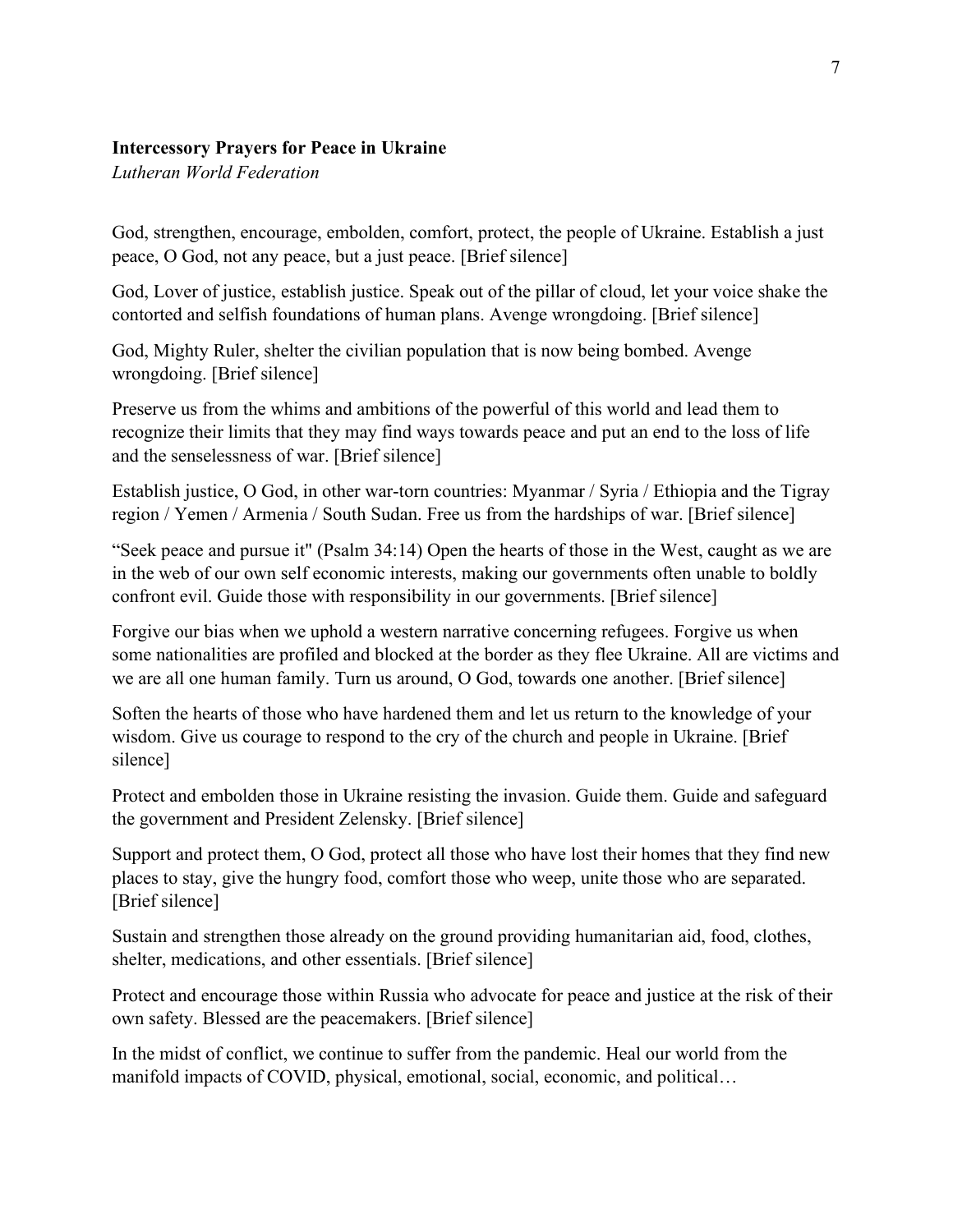**Intercessory Prayers for Peace in Ukraine**

*Lutheran World Federation*

God, strengthen, encourage, embolden, comfort, protect, the people of Ukraine. Establish a just peace, O God, not any peace, but a just peace. [Brief silence]

God, Lover of justice, establish justice. Speak out of the pillar of cloud, let your voice shake the contorted and selfish foundations of human plans. Avenge wrongdoing. [Brief silence]

God, Mighty Ruler, shelter the civilian population that is now being bombed. Avenge wrongdoing. [Brief silence]

Preserve us from the whims and ambitions of the powerful of this world and lead them to recognize their limits that they may find ways towards peace and put an end to the loss of life and the senselessness of war. [Brief silence]

Establish justice, O God, in other war-torn countries: Myanmar / Syria / Ethiopia and the Tigray region / Yemen / Armenia / South Sudan. Free us from the hardships of war. [Brief silence]

"Seek peace and pursue it" (Psalm 34:14) Open the hearts of those in the West, caught as we are in the web of our own self economic interests, making our governments often unable to boldly confront evil. Guide those with responsibility in our governments. [Brief silence]

Forgive our bias when we uphold a western narrative concerning refugees. Forgive us when some nationalities are profiled and blocked at the border as they flee Ukraine. All are victims and we are all one human family. Turn us around, O God, towards one another. [Brief silence]

Soften the hearts of those who have hardened them and let us return to the knowledge of your wisdom. Give us courage to respond to the cry of the church and people in Ukraine. [Brief silence]

Protect and embolden those in Ukraine resisting the invasion. Guide them. Guide and safeguard the government and President Zelensky. [Brief silence]

Support and protect them, O God, protect all those who have lost their homes that they find new places to stay, give the hungry food, comfort those who weep, unite those who are separated. [Brief silence]

Sustain and strengthen those already on the ground providing humanitarian aid, food, clothes, shelter, medications, and other essentials. [Brief silence]

Protect and encourage those within Russia who advocate for peace and justice at the risk of their own safety. Blessed are the peacemakers. [Brief silence]

In the midst of conflict, we continue to suffer from the pandemic. Heal our world from the manifold impacts of COVID, physical, emotional, social, economic, and political…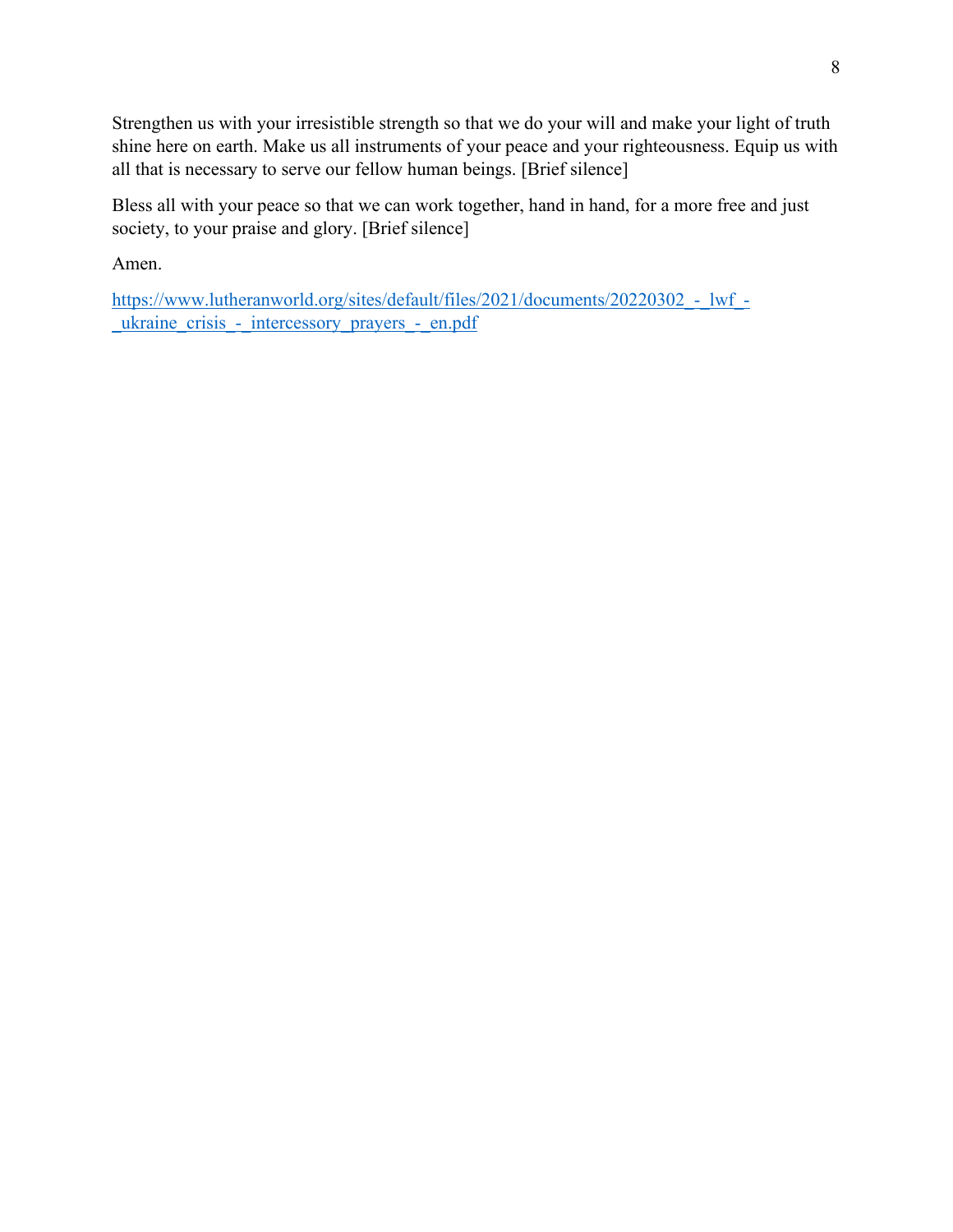Strengthen us with your irresistible strength so that we do your will and make your light of truth shine here on earth. Make us all instruments of your peace and your righteousness. Equip us with all that is necessary to serve our fellow human beings. [Brief silence]

Bless all with your peace so that we can work together, hand in hand, for a more free and just society, to your praise and glory. [Brief silence]

Amen.

https://www.lutheranworld.org/sites/default/files/2021/documents/20220302_-_lwf_-_ukraine_crisis_-_intercessory_prayers_-_en.pdf